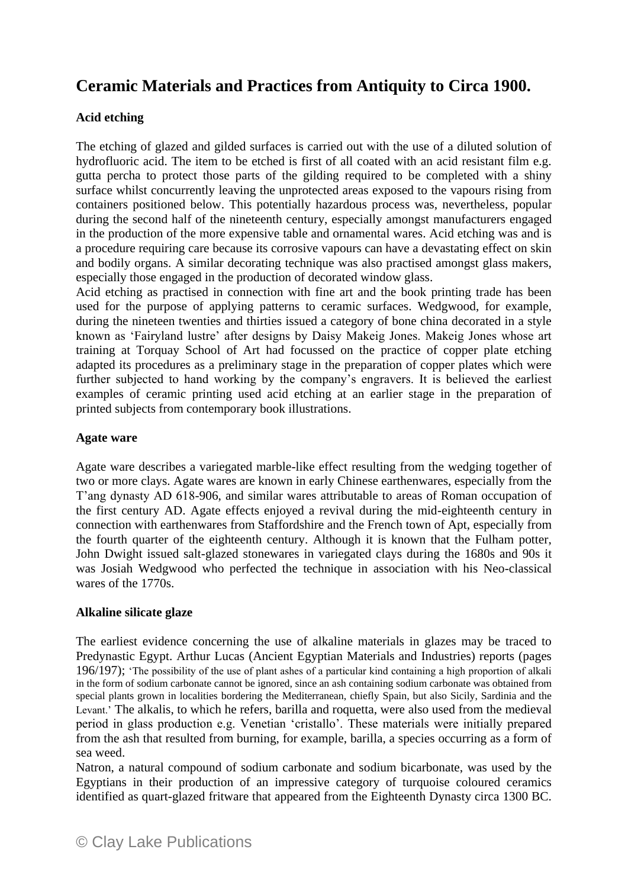# Ceramic Materials and Practices from Antiquity to Circa 1900.

### Acid etching

The etching of glazed and gilded surfaces is carried out with the use of a diluted solution of hydrofluoric acid. The item to be etched is first of all coated with an acid resistant film e.g. gutta percha to protect those parts of the gilding required to be completed with a shiny surface whilst concurrently leaving the unprotected areas exposed to the vapours rising from containers positioned below. This potentially hazardous process was, nevertheless, popular during the second half of the nineteenth century, especially amongst manufacturers engaged in the production of the more expensive table and ornamental wares. Acid etching was and is a procedure requiring care because its corrosive vapours can have a devastating effect on skin and bodily organs. A similar decorating technique was also practised amongst glass makers, especially those engaged in the production of decorated window glass.
Acid etching as practised in connection with fine art and the book printing trade has been used for the purpose of applying patterns to ceramic surfaces. Wedgwood, for example, during the nineteen twenties and thirties issued a category of bone china decorated in a style known as 'Fairyland lustre' after designs by Daisy Makeig Jones. Makeig Jones whose art training at Torquay School of Art had focussed on the practice of copper plate etching adapted its procedures as a preliminary stage in the preparation of copper plates which were further subjected to hand working by the company's engravers. It is believed the earliest examples of ceramic printing used acid etching at an earlier stage in the preparation of printed subjects from contemporary book illustrations.

### Agate ware

Agate ware describes a variegated marble-like effect resulting from the wedging together of two or more clays. Agate wares are known in early Chinese earthenwares, especially from the T'ang dynasty AD 618-906, and similar wares attributable to areas of Roman occupation of the first century AD. Agate effects enjoyed a revival during the mid-eighteenth century in connection with earthenwares from Staffordshire and the French town of Apt, especially from the fourth quarter of the eighteenth century. Although it is known that the Fulham potter, John Dwight issued salt-glazed stonewares in variegated clays during the 1680s and 90s it was Josiah Wedgwood who perfected the technique in association with his Neo-classical wares of the 1770s.

### Alkaline silicate glaze

The earliest evidence concerning the use of alkaline materials in glazes may be traced to Predynastic Egypt. Arthur Lucas (Ancient Egyptian Materials and Industries) reports (pages 196/197); 'The possibility of the use of plant ashes of a particular kind containing a high proportion of alkali in the form of sodium carbonate cannot be ignored, since an ash containing sodium carbonate was obtained from special plants grown in localities bordering the Mediterranean, chiefly Spain, but also Sicily, Sardinia and the Levant.' The alkalis, to which he refers, barilla and roquetta, were also used from the medieval period in glass production e.g. Venetian 'cristallo'. These materials were initially prepared from the ash that resulted from burning, for example, barilla, a species occurring as a form of sea weed.
Natron, a natural compound of sodium carbonate and sodium bicarbonate, was used by the Egyptians in their production of an impressive category of turquoise coloured ceramics identified as quart-glazed fritware that appeared from the Eighteenth Dynasty circa 1300 BC.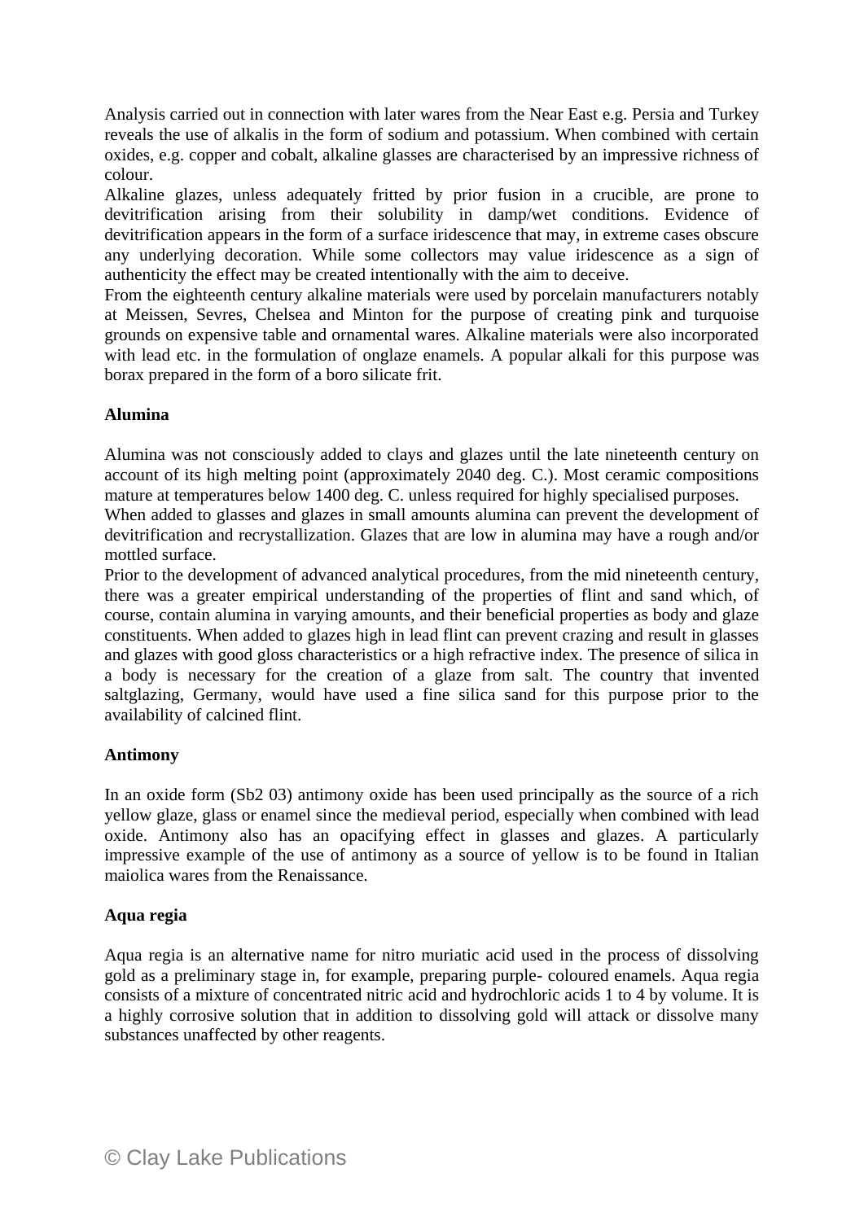Analysis carried out in connection with later wares from the Near East e.g. Persia and Turkey reveals the use of alkalis in the form of sodium and potassium. When combined with certain oxides, e.g. copper and cobalt, alkaline glasses are characterised by an impressive richness of colour.

Alkaline glazes, unless adequately fritted by prior fusion in a crucible, are prone to devitrification arising from their solubility in damp/wet conditions. Evidence of devitrification appears in the form of a surface iridescence that may, in extreme cases obscure any underlying decoration. While some collectors may value iridescence as a sign of authenticity the effect may be created intentionally with the aim to deceive.

From the eighteenth century alkaline materials were used by porcelain manufacturers notably at Meissen, Sevres, Chelsea and Minton for the purpose of creating pink and turquoise grounds on expensive table and ornamental wares. Alkaline materials were also incorporated with lead etc. in the formulation of onglaze enamels. A popular alkali for this purpose was borax prepared in the form of a boro silicate frit.

**Alumina**

Alumina was not consciously added to clays and glazes until the late nineteenth century on account of its high melting point (approximately 2040 deg. C.). Most ceramic compositions mature at temperatures below 1400 deg. C. unless required for highly specialised purposes.

When added to glasses and glazes in small amounts alumina can prevent the development of devitrification and recrystallization. Glazes that are low in alumina may have a rough and/or mottled surface.

Prior to the development of advanced analytical procedures, from the mid nineteenth century, there was a greater empirical understanding of the properties of flint and sand which, of course, contain alumina in varying amounts, and their beneficial properties as body and glaze constituents. When added to glazes high in lead flint can prevent crazing and result in glasses and glazes with good gloss characteristics or a high refractive index. The presence of silica in a body is necessary for the creation of a glaze from salt. The country that invented saltglazing, Germany, would have used a fine silica sand for this purpose prior to the availability of calcined flint.

**Antimony**

In an oxide form ($Sb_2 0_3$) antimony oxide has been used principally as the source of a rich yellow glaze, glass or enamel since the medieval period, especially when combined with lead oxide. Antimony also has an opacifying effect in glasses and glazes. A particularly impressive example of the use of antimony as a source of yellow is to be found in Italian maiolica wares from the Renaissance.

**Aqua regia**

Aqua regia is an alternative name for nitro muriatic acid used in the process of dissolving gold as a preliminary stage in, for example, preparing purple- coloured enamels. Aqua regia consists of a mixture of concentrated nitric acid and hydrochloric acids 1 to 4 by volume. It is a highly corrosive solution that in addition to dissolving gold will attack or dissolve many substances unaffected by other reagents.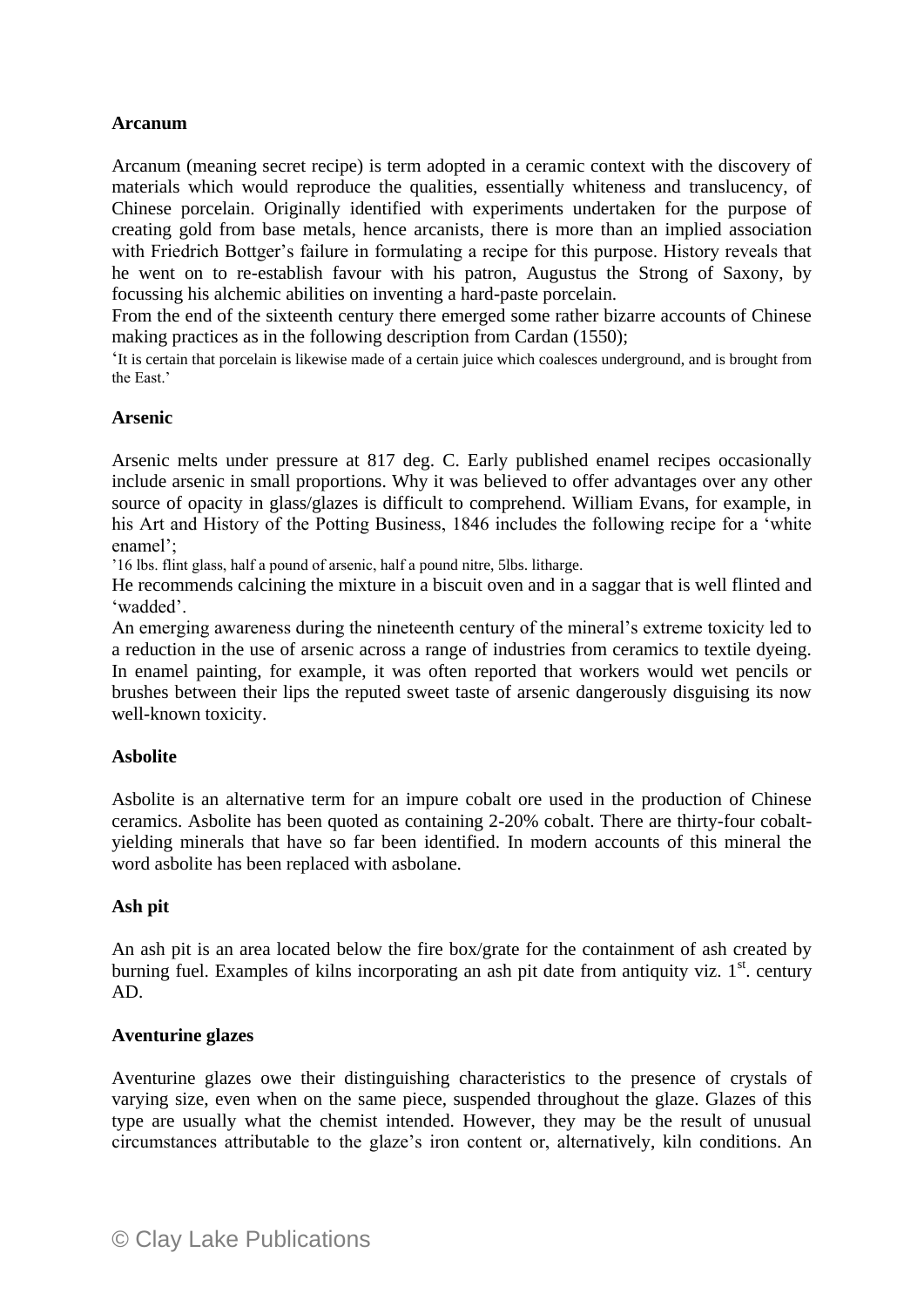**Arcanum**

Arcanum (meaning secret recipe) is term adopted in a ceramic context with the discovery of materials which would reproduce the qualities, essentially whiteness and translucency, of Chinese porcelain. Originally identified with experiments undertaken for the purpose of creating gold from base metals, hence arcanists, there is more than an implied association with Friedrich Bottger's failure in formulating a recipe for this purpose. History reveals that he went on to re-establish favour with his patron, Augustus the Strong of Saxony, by focussing his alchemic abilities on inventing a hard-paste porcelain.
From the end of the sixteenth century there emerged some rather bizarre accounts of Chinese making practices as in the following description from Cardan (1550);

'It is certain that porcelain is likewise made of a certain juice which coalesces underground, and is brought from the East.'

**Arsenic**

Arsenic melts under pressure at 817 deg. C. Early published enamel recipes occasionally include arsenic in small proportions. Why it was believed to offer advantages over any other source of opacity in glass/glazes is difficult to comprehend. William Evans, for example, in his Art and History of the Potting Business, 1846 includes the following recipe for a 'white enamel';

'16 lbs. flint glass, half a pound of arsenic, half a pound nitre, 5lbs. litharge.

He recommends calcining the mixture in a biscuit oven and in a saggar that is well flinted and 'wadded'.
An emerging awareness during the nineteenth century of the mineral's extreme toxicity led to a reduction in the use of arsenic across a range of industries from ceramics to textile dyeing. In enamel painting, for example, it was often reported that workers would wet pencils or brushes between their lips the reputed sweet taste of arsenic dangerously disguising its now well-known toxicity.

**Asbolite**

Asbolite is an alternative term for an impure cobalt ore used in the production of Chinese ceramics. Asbolite has been quoted as containing 2-20% cobalt. There are thirty-four cobalt-yielding minerals that have so far been identified. In modern accounts of this mineral the word asbolite has been replaced with asbolane.

**Ash pit**

An ash pit is an area located below the fire box/grate for the containment of ash created by burning fuel. Examples of kilns incorporating an ash pit date from antiquity viz. 1st. century AD.

**Aventurine glazes**

Aventurine glazes owe their distinguishing characteristics to the presence of crystals of varying size, even when on the same piece, suspended throughout the glaze. Glazes of this type are usually what the chemist intended. However, they may be the result of unusual circumstances attributable to the glaze's iron content or, alternatively, kiln conditions. An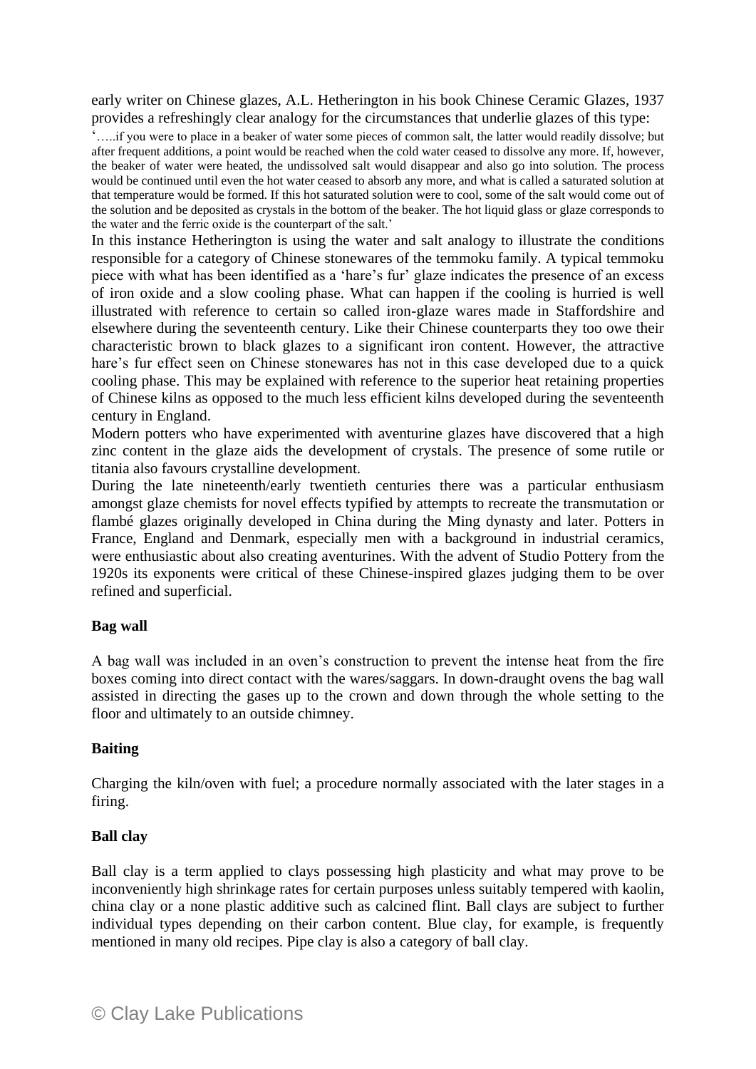early writer on Chinese glazes, A.L. Hetherington in his book Chinese Ceramic Glazes, 1937 provides a refreshingly clear analogy for the circumstances that underlie glazes of this type:

'…..if you were to place in a beaker of water some pieces of common salt, the latter would readily dissolve; but after frequent additions, a point would be reached when the cold water ceased to dissolve any more. If, however, the beaker of water were heated, the undissolved salt would disappear and also go into solution. The process would be continued until even the hot water ceased to absorb any more, and what is called a saturated solution at that temperature would be formed. If this hot saturated solution were to cool, some of the salt would come out of the solution and be deposited as crystals in the bottom of the beaker. The hot liquid glass or glaze corresponds to the water and the ferric oxide is the counterpart of the salt.'

In this instance Hetherington is using the water and salt analogy to illustrate the conditions responsible for a category of Chinese stonewares of the temmoku family. A typical temmoku piece with what has been identified as a 'hare's fur' glaze indicates the presence of an excess of iron oxide and a slow cooling phase. What can happen if the cooling is hurried is well illustrated with reference to certain so called iron-glaze wares made in Staffordshire and elsewhere during the seventeenth century. Like their Chinese counterparts they too owe their characteristic brown to black glazes to a significant iron content. However, the attractive hare's fur effect seen on Chinese stonewares has not in this case developed due to a quick cooling phase. This may be explained with reference to the superior heat retaining properties of Chinese kilns as opposed to the much less efficient kilns developed during the seventeenth century in England.

Modern potters who have experimented with aventurine glazes have discovered that a high zinc content in the glaze aids the development of crystals. The presence of some rutile or titania also favours crystalline development.

During the late nineteenth/early twentieth centuries there was a particular enthusiasm amongst glaze chemists for novel effects typified by attempts to recreate the transmutation or flambé glazes originally developed in China during the Ming dynasty and later. Potters in France, England and Denmark, especially men with a background in industrial ceramics, were enthusiastic about also creating aventurines. With the advent of Studio Pottery from the 1920s its exponents were critical of these Chinese-inspired glazes judging them to be over refined and superficial.

**Bag wall**

A bag wall was included in an oven's construction to prevent the intense heat from the fire boxes coming into direct contact with the wares/saggars. In down-draught ovens the bag wall assisted in directing the gases up to the crown and down through the whole setting to the floor and ultimately to an outside chimney.

**Baiting**

Charging the kiln/oven with fuel; a procedure normally associated with the later stages in a firing.

**Ball clay**

Ball clay is a term applied to clays possessing high plasticity and what may prove to be inconveniently high shrinkage rates for certain purposes unless suitably tempered with kaolin, china clay or a none plastic additive such as calcined flint. Ball clays are subject to further individual types depending on their carbon content. Blue clay, for example, is frequently mentioned in many old recipes. Pipe clay is also a category of ball clay.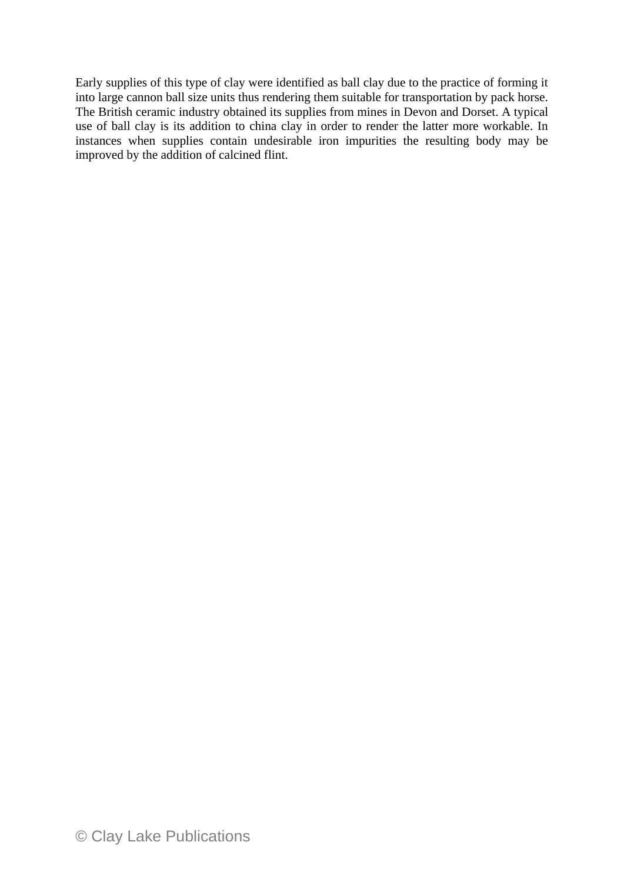Early supplies of this type of clay were identified as ball clay due to the practice of forming it into large cannon ball size units thus rendering them suitable for transportation by pack horse. The British ceramic industry obtained its supplies from mines in Devon and Dorset. A typical use of ball clay is its addition to china clay in order to render the latter more workable. In instances when supplies contain undesirable iron impurities the resulting body may be improved by the addition of calcined flint.